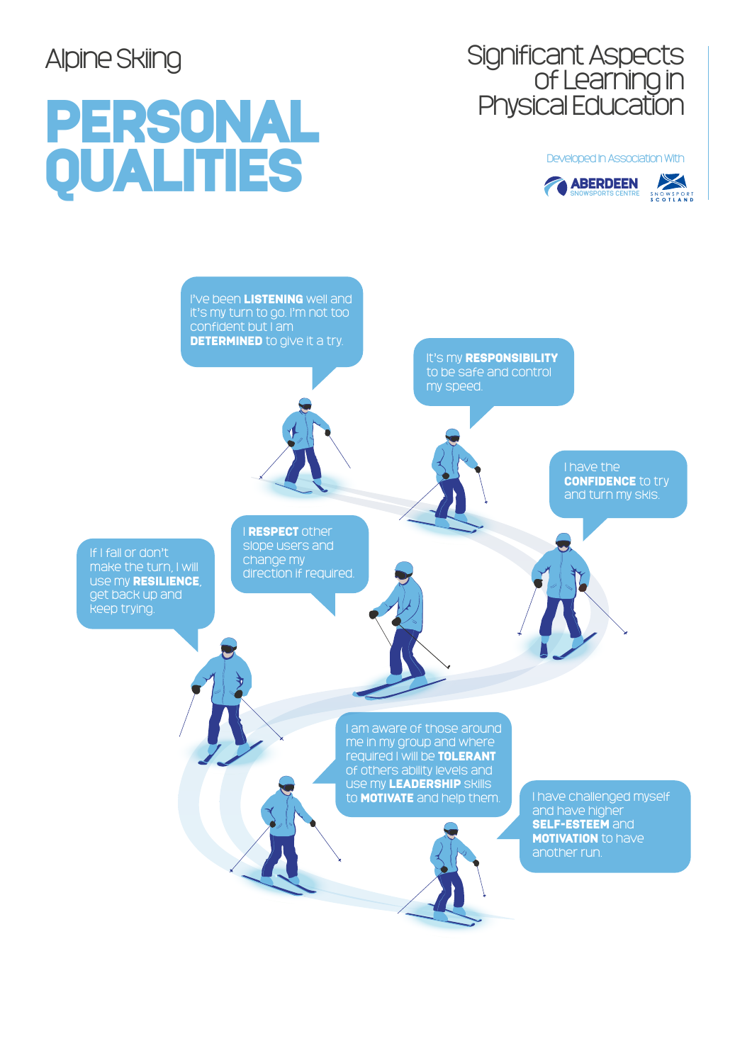Alpine Skiing

# PERSONAL QUALITIES

Significant Aspects of Learning in Physical Education

Developed In Association With

ABERDEEN SNOWSPORTS CENTRE

SNOWSPORT SCOTLAND

I've been **LISTENING** well and it's my turn to go. I'm not too confident but I am **DETERMINED** to give it a try.

It's my **RESPONSIBILITY** to be safe and control my speed.

I have the **CONFIDENCE** to try and turn my skis.

I **RESPECT** other slope users and change my direction if required.

If I fall or don't make the turn, I will use my **RESILIENCE**, get back up and keep trying.

I am aware of those around me in my group and where required I will be **TOLERANT** of others ability levels and use my **LEADERSHIP** skills to **MOTIVATE** and help them.

I have challenged myself and have higher **SELF-ESTEEM** and **MOTIVATION** to have another run.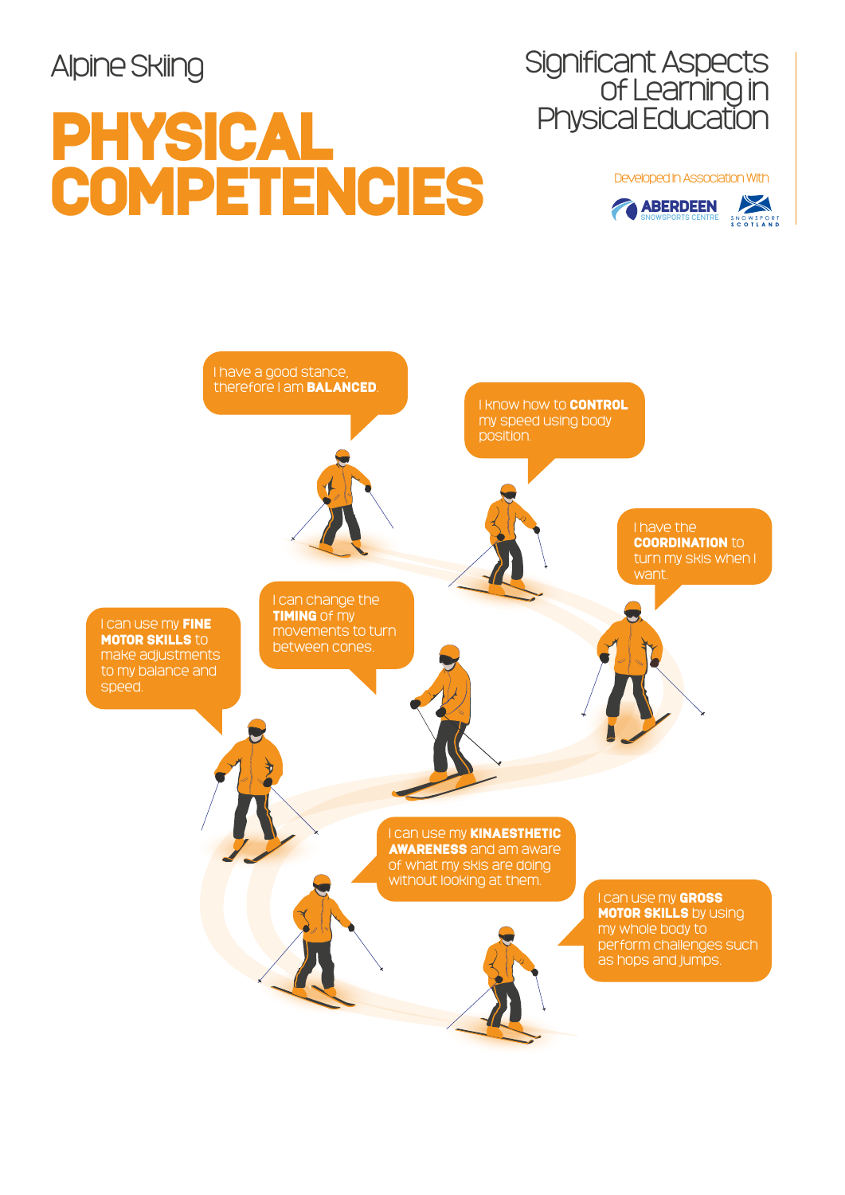Alpine Skiing

# PHYSICAL COMPETENCIES

Significant Aspects of Learning in Physical Education

Developed In Association With

ABERDEEN SNOWSPORTS CENTRE

SNOWSPORT SCOTLAND

I have a good stance, therefore I am **BALANCED**.

I know how to **CONTROL** my speed using body position.

I have the **COORDINATION** to turn my skis when I want.

I can change the **TIMING** of my movements to turn between cones.

I can use my **FINE MOTOR SKILLS** to make adjustments to my balance and speed.

I can use my **KINAESTHETIC AWARENESS** and am aware of what my skis are doing without looking at them.

I can use my **GROSS MOTOR SKILLS** by using my whole body to perform challenges such as hops and jumps.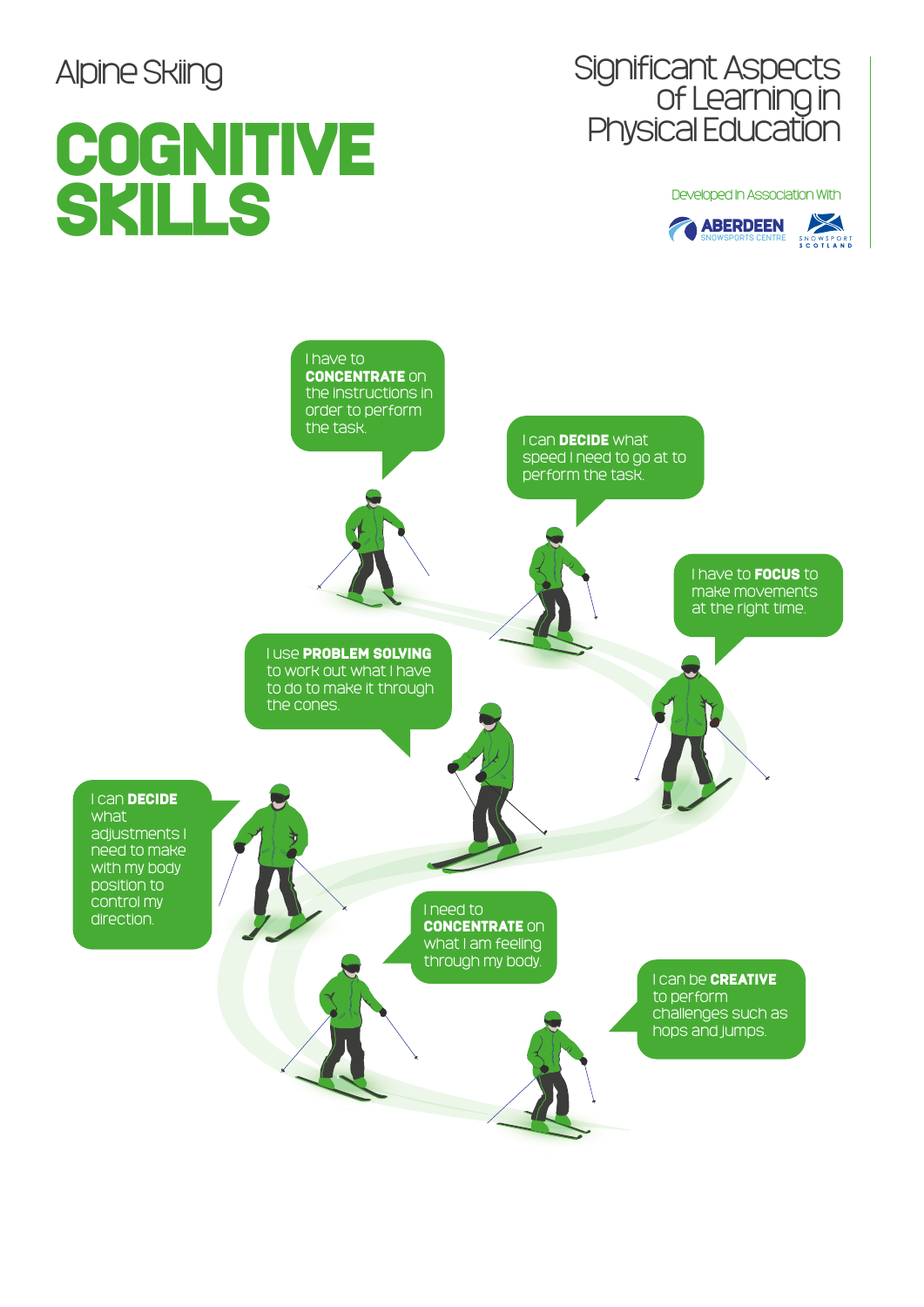Alpine Skiing

# COGNITIVE SKILLS

Significant Aspects of Learning in Physical Education

Developed In Association With

ABERDEEN SNOWSPORTS CENTRE

SNOWSPORT SCOTLAND

I have to **CONCENTRATE** on the instructions in order to perform the task.

I can **DECIDE** what speed I need to go at to perform the task.

I have to **FOCUS** to make movements at the right time.

I use **PROBLEM SOLVING** to work out what I have to do to make it through the cones.

I can **DECIDE** what adjustments I need to make with my body position to control my direction.

I need to **CONCENTRATE** on what I am feeling through my body.

I can be **CREATIVE** to perform challenges such as hops and jumps.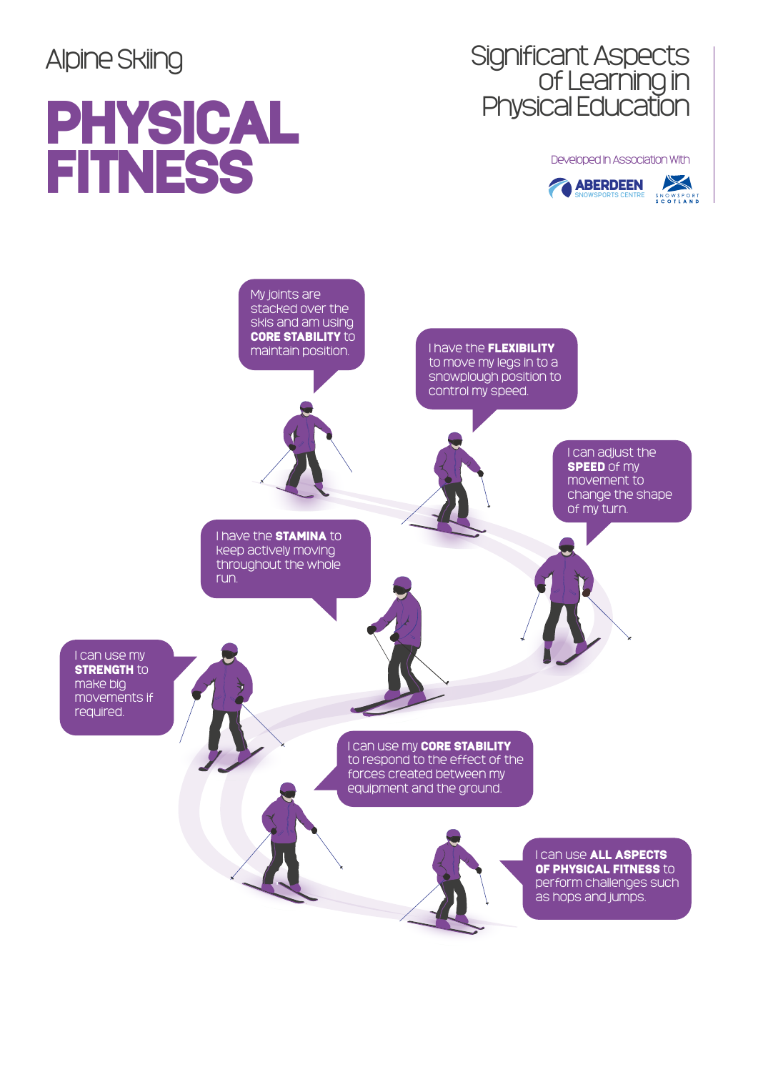Alpine Skiing

# PHYSICAL FITNESS

Significant Aspects of Learning in Physical Education

Developed In Association With

ABERDEEN SNOWSPORTS CENTRE

SNOWSPORT SCOTLAND

My joints are stacked over the skis and am using **CORE STABILITY** to maintain position.

I have the **FLEXIBILITY** to move my legs in to a snowplough position to control my speed.

I can adjust the **SPEED** of my movement to change the shape of my turn.

I have the **STAMINA** to keep actively moving throughout the whole run.

I can use my **STRENGTH** to make big movements if required.

I can use my **CORE STABILITY** to respond to the effect of the forces created between my equipment and the ground.

I can use **ALL ASPECTS OF PHYSICAL FITNESS** to perform challenges such as hops and jumps.